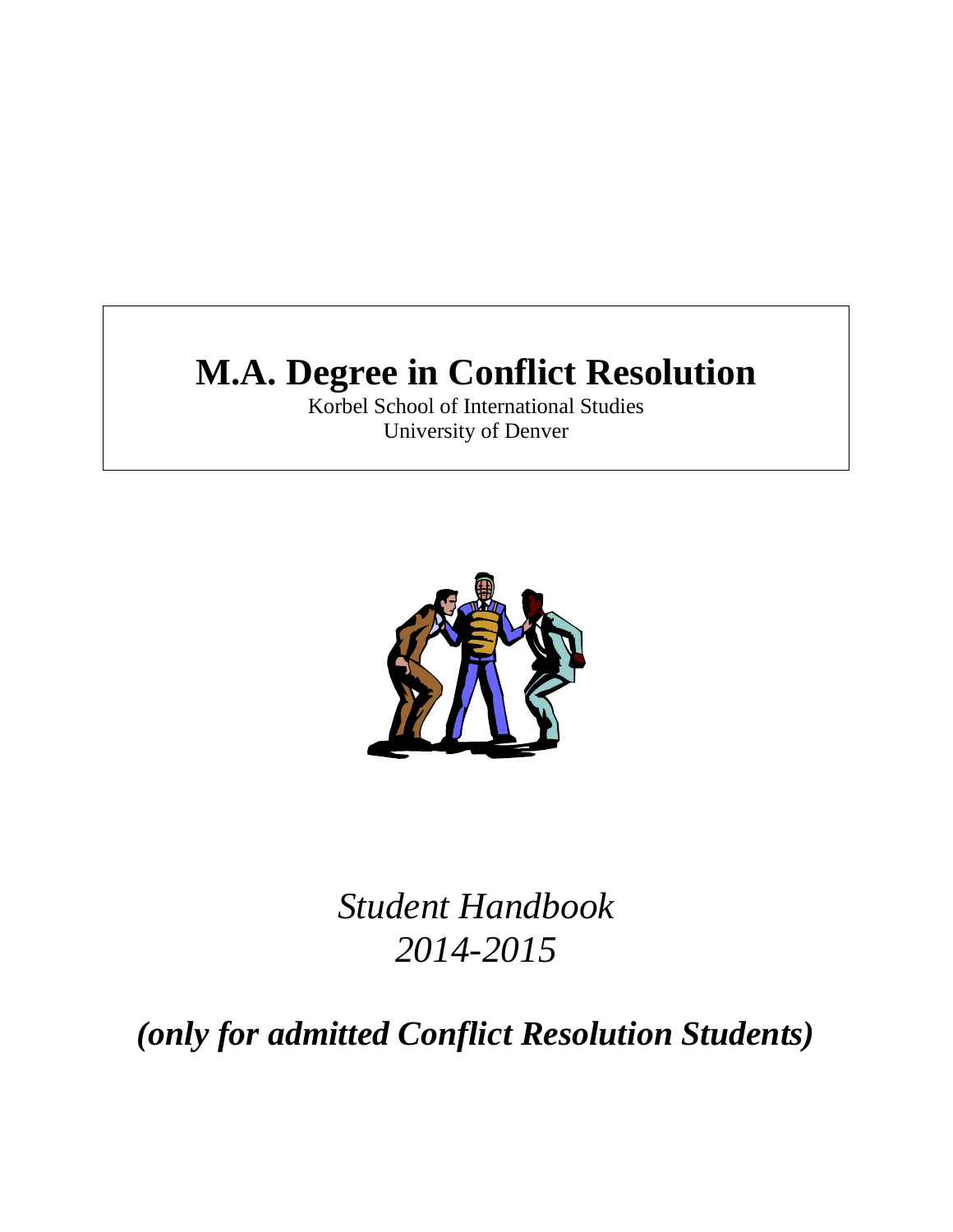# M.A. Degree in Conflict Resolution

Korbel School of International Studies
University of Denver

*Student Handbook*
*2014-2015*

***(only for admitted Conflict Resolution Students)***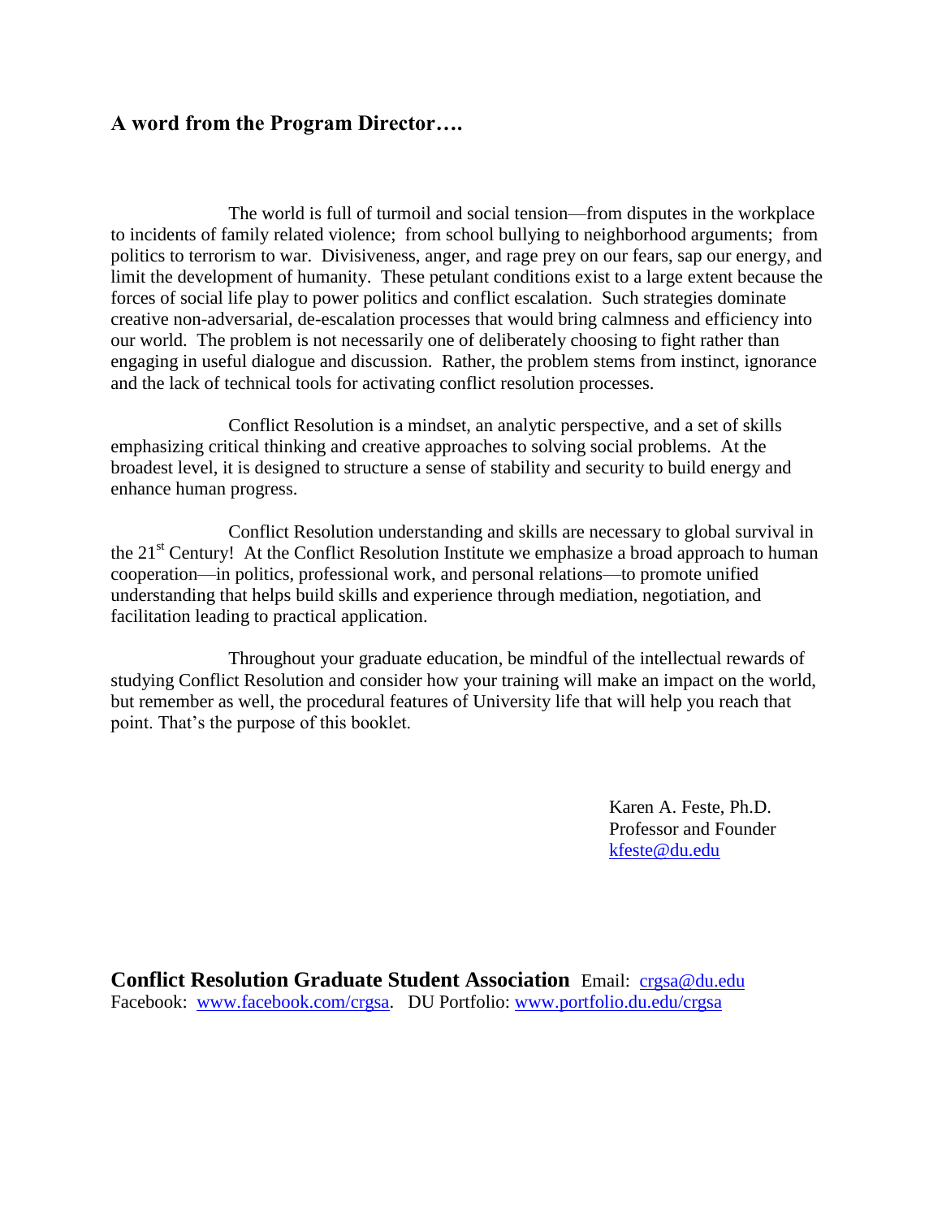### A word from the Program Director….

The world is full of turmoil and social tension—from disputes in the workplace to incidents of family related violence; from school bullying to neighborhood arguments; from politics to terrorism to war. Divisiveness, anger, and rage prey on our fears, sap our energy, and limit the development of humanity. These petulant conditions exist to a large extent because the forces of social life play to power politics and conflict escalation. Such strategies dominate creative non-adversarial, de-escalation processes that would bring calmness and efficiency into our world. The problem is not necessarily one of deliberately choosing to fight rather than engaging in useful dialogue and discussion. Rather, the problem stems from instinct, ignorance and the lack of technical tools for activating conflict resolution processes.

Conflict Resolution is a mindset, an analytic perspective, and a set of skills emphasizing critical thinking and creative approaches to solving social problems. At the broadest level, it is designed to structure a sense of stability and security to build energy and enhance human progress.

Conflict Resolution understanding and skills are necessary to global survival in the 21st Century! At the Conflict Resolution Institute we emphasize a broad approach to human cooperation—in politics, professional work, and personal relations—to promote unified understanding that helps build skills and experience through mediation, negotiation, and facilitation leading to practical application.

Throughout your graduate education, be mindful of the intellectual rewards of studying Conflict Resolution and consider how your training will make an impact on the world, but remember as well, the procedural features of University life that will help you reach that point. That's the purpose of this booklet.

Karen A. Feste, Ph.D.
Professor and Founder
kfeste@du.edu

**Conflict Resolution Graduate Student Association** Email: crgsa@du.edu
Facebook: www.facebook.com/crgsa. DU Portfolio: www.portfolio.du.edu/crgsa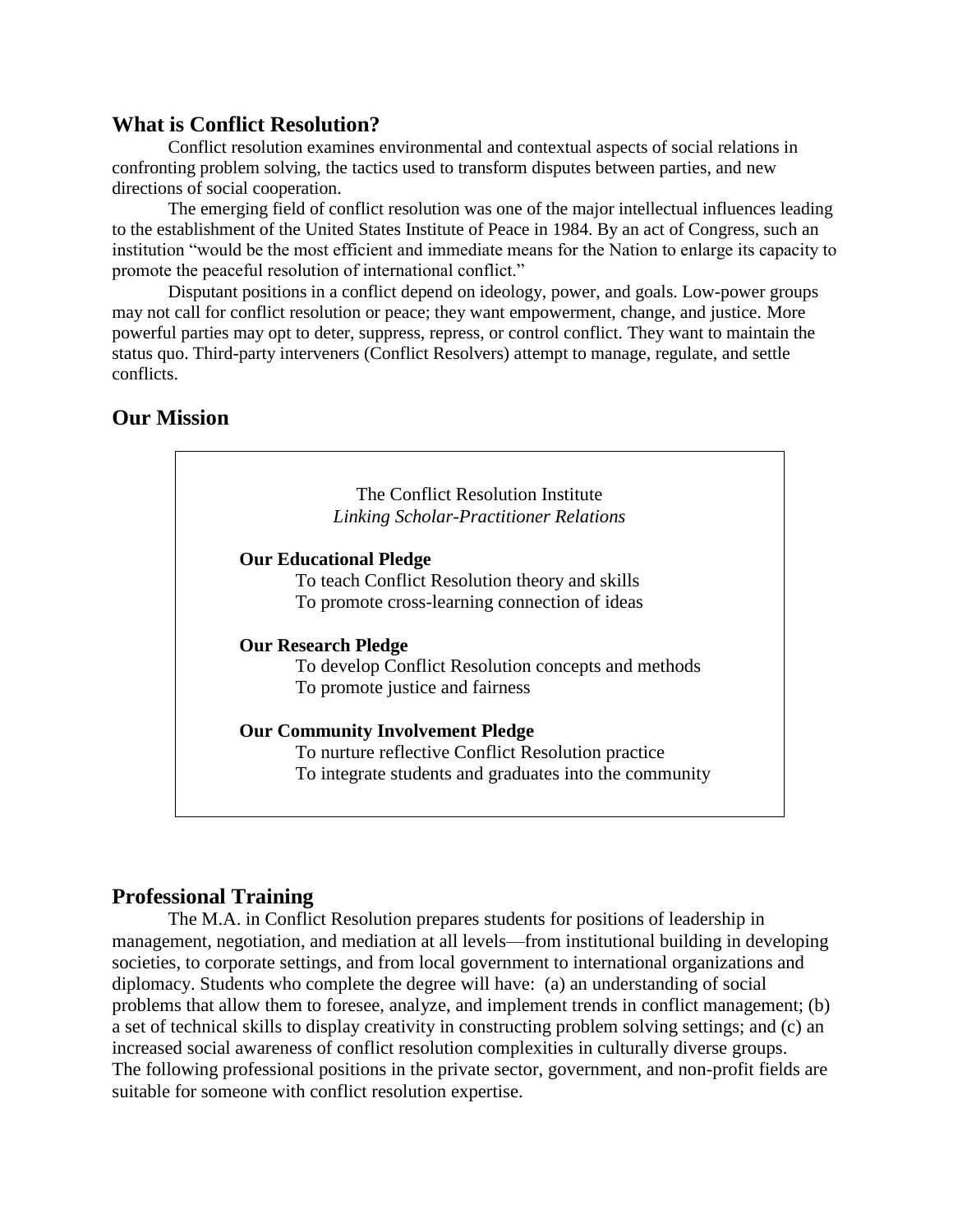## What is Conflict Resolution?

Conflict resolution examines environmental and contextual aspects of social relations in confronting problem solving, the tactics used to transform disputes between parties, and new directions of social cooperation.

The emerging field of conflict resolution was one of the major intellectual influences leading to the establishment of the United States Institute of Peace in 1984. By an act of Congress, such an institution "would be the most efficient and immediate means for the Nation to enlarge its capacity to promote the peaceful resolution of international conflict."

Disputant positions in a conflict depend on ideology, power, and goals. Low-power groups may not call for conflict resolution or peace; they want empowerment, change, and justice. More powerful parties may opt to deter, suppress, repress, or control conflict. They want to maintain the status quo. Third-party interveners (Conflict Resolvers) attempt to manage, regulate, and settle conflicts.

## Our Mission

The Conflict Resolution Institute

*Linking Scholar-Practitioner Relations*

**Our Educational Pledge**

To teach Conflict Resolution theory and skills
To promote cross-learning connection of ideas

**Our Research Pledge**

To develop Conflict Resolution concepts and methods
To promote justice and fairness

**Our Community Involvement Pledge**

To nurture reflective Conflict Resolution practice
To integrate students and graduates into the community

## Professional Training

The M.A. in Conflict Resolution prepares students for positions of leadership in management, negotiation, and mediation at all levels—from institutional building in developing societies, to corporate settings, and from local government to international organizations and diplomacy. Students who complete the degree will have: (a) an understanding of social problems that allow them to foresee, analyze, and implement trends in conflict management; (b) a set of technical skills to display creativity in constructing problem solving settings; and (c) an increased social awareness of conflict resolution complexities in culturally diverse groups. The following professional positions in the private sector, government, and non-profit fields are suitable for someone with conflict resolution expertise.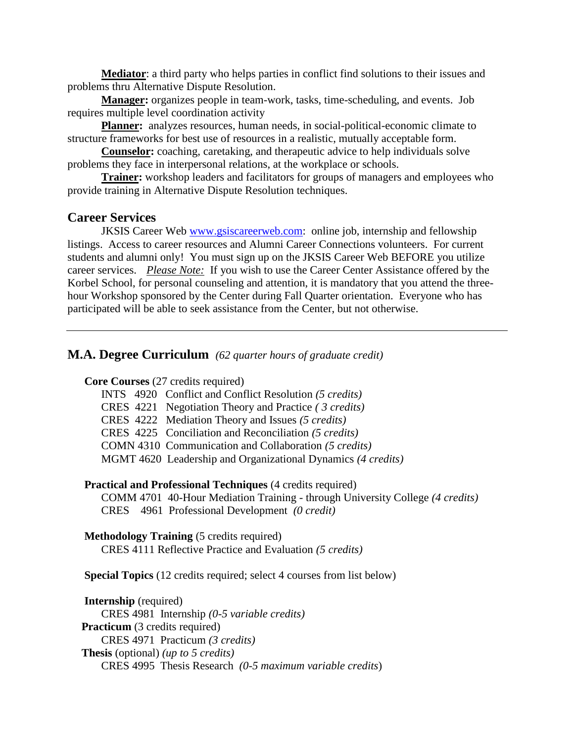**Mediator**: a third party who helps parties in conflict find solutions to their issues and problems thru Alternative Dispute Resolution.

**Manager:** organizes people in team-work, tasks, time-scheduling, and events. Job requires multiple level coordination activity

**Planner:** analyzes resources, human needs, in social-political-economic climate to structure frameworks for best use of resources in a realistic, mutually acceptable form.

**Counselor:** coaching, caretaking, and therapeutic advice to help individuals solve problems they face in interpersonal relations, at the workplace or schools.

**Trainer:** workshop leaders and facilitators for groups of managers and employees who provide training in Alternative Dispute Resolution techniques.

## Career Services

JKSIS Career Web www.gsiscareerweb.com: online job, internship and fellowship listings. Access to career resources and Alumni Career Connections volunteers. For current students and alumni only! You must sign up on the JKSIS Career Web BEFORE you utilize career services. *Please Note:* If you wish to use the Career Center Assistance offered by the Korbel School, for personal counseling and attention, it is mandatory that you attend the three-hour Workshop sponsored by the Center during Fall Quarter orientation. Everyone who has participated will be able to seek assistance from the Center, but not otherwise.

---

## M.A. Degree Curriculum *(62 quarter hours of graduate credit)*

**Core Courses** (27 credits required)

- INTS 4920 Conflict and Conflict Resolution *(5 credits)*
- CRES 4221 Negotiation Theory and Practice *( 3 credits)*
- CRES 4222 Mediation Theory and Issues *(5 credits)*
- CRES 4225 Conciliation and Reconciliation *(5 credits)*
- COMN 4310 Communication and Collaboration *(5 credits)*
- MGMT 4620 Leadership and Organizational Dynamics *(4 credits)*

**Practical and Professional Techniques** (4 credits required)

- COMM 4701 40-Hour Mediation Training - through University College *(4 credits)*
- CRES 4961 Professional Development *(0 credit)*

**Methodology Training** (5 credits required)

- CRES 4111 Reflective Practice and Evaluation *(5 credits)*

**Special Topics** (12 credits required; select 4 courses from list below)

**Internship** (required)

- CRES 4981 Internship *(0-5 variable credits)*

**Practicum** (3 credits required)

- CRES 4971 Practicum *(3 credits)*

**Thesis** (optional) *(up to 5 credits)*

- CRES 4995 Thesis Research *(0-5 maximum variable credits*)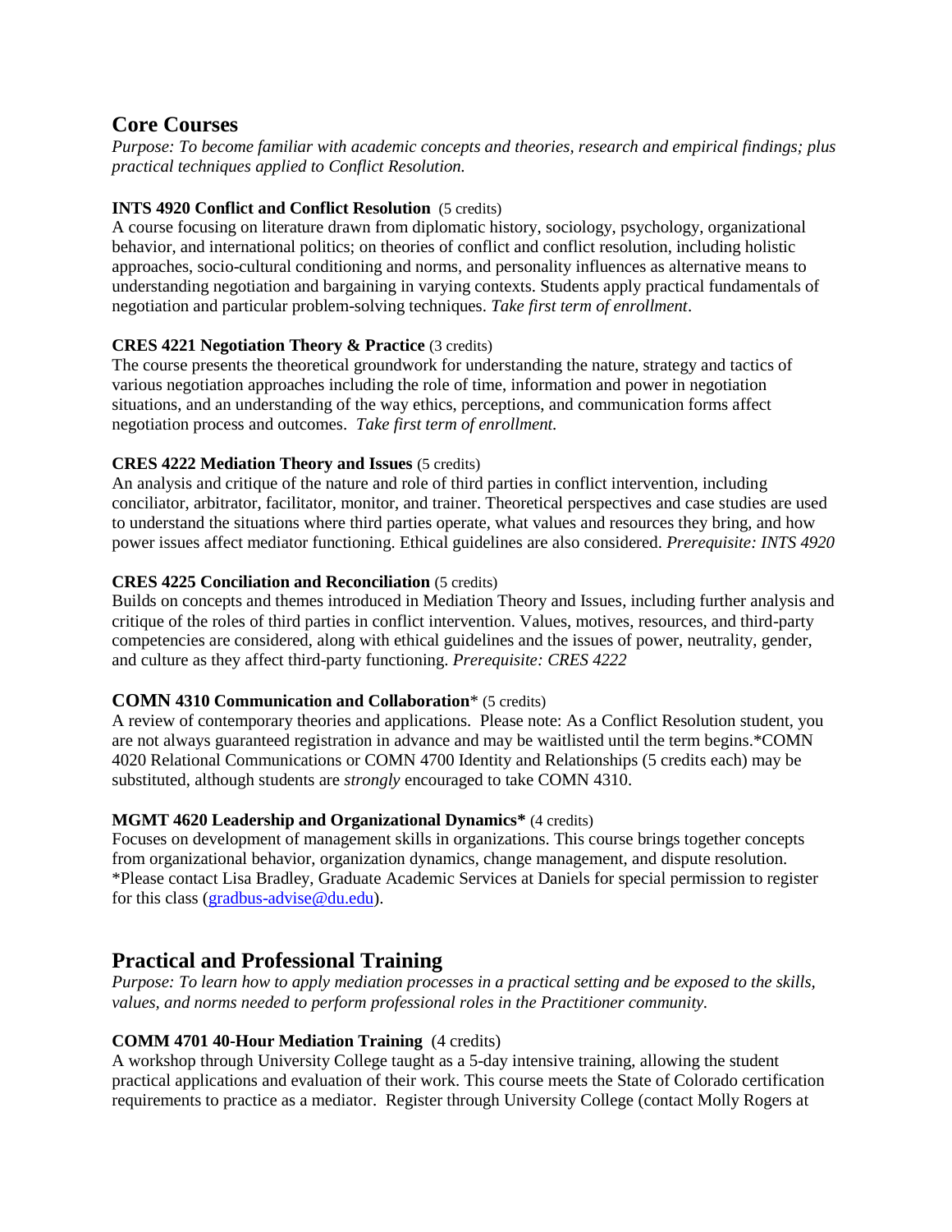## Core Courses

*Purpose: To become familiar with academic concepts and theories, research and empirical findings; plus practical techniques applied to Conflict Resolution.*

**INTS 4920 Conflict and Conflict Resolution** (5 credits)
A course focusing on literature drawn from diplomatic history, sociology, psychology, organizational behavior, and international politics; on theories of conflict and conflict resolution, including holistic approaches, socio-cultural conditioning and norms, and personality influences as alternative means to understanding negotiation and bargaining in varying contexts. Students apply practical fundamentals of negotiation and particular problem-solving techniques. *Take first term of enrollment*.

**CRES 4221 Negotiation Theory & Practice** (3 credits)
The course presents the theoretical groundwork for understanding the nature, strategy and tactics of various negotiation approaches including the role of time, information and power in negotiation situations, and an understanding of the way ethics, perceptions, and communication forms affect negotiation process and outcomes. *Take first term of enrollment.*

**CRES 4222 Mediation Theory and Issues** (5 credits)
An analysis and critique of the nature and role of third parties in conflict intervention, including conciliator, arbitrator, facilitator, monitor, and trainer. Theoretical perspectives and case studies are used to understand the situations where third parties operate, what values and resources they bring, and how power issues affect mediator functioning. Ethical guidelines are also considered. *Prerequisite: INTS 4920*

**CRES 4225 Conciliation and Reconciliation** (5 credits)
Builds on concepts and themes introduced in Mediation Theory and Issues, including further analysis and critique of the roles of third parties in conflict intervention. Values, motives, resources, and third-party competencies are considered, along with ethical guidelines and the issues of power, neutrality, gender, and culture as they affect third-party functioning. *Prerequisite: CRES 4222*

**COMN 4310 Communication and Collaboration*** (5 credits)
A review of contemporary theories and applications. Please note: As a Conflict Resolution student, you are not always guaranteed registration in advance and may be waitlisted until the term begins.*COMN 4020 Relational Communications or COMN 4700 Identity and Relationships (5 credits each) may be substituted, although students are *strongly* encouraged to take COMN 4310.

**MGMT 4620 Leadership and Organizational Dynamics*** (4 credits)
Focuses on development of management skills in organizations. This course brings together concepts from organizational behavior, organization dynamics, change management, and dispute resolution. *Please contact Lisa Bradley, Graduate Academic Services at Daniels for special permission to register for this class (gradbus-advise@du.edu).

## Practical and Professional Training

*Purpose: To learn how to apply mediation processes in a practical setting and be exposed to the skills, values, and norms needed to perform professional roles in the Practitioner community.*

**COMM 4701 40-Hour Mediation Training** (4 credits)
A workshop through University College taught as a 5-day intensive training, allowing the student practical applications and evaluation of their work. This course meets the State of Colorado certification requirements to practice as a mediator. Register through University College (contact Molly Rogers at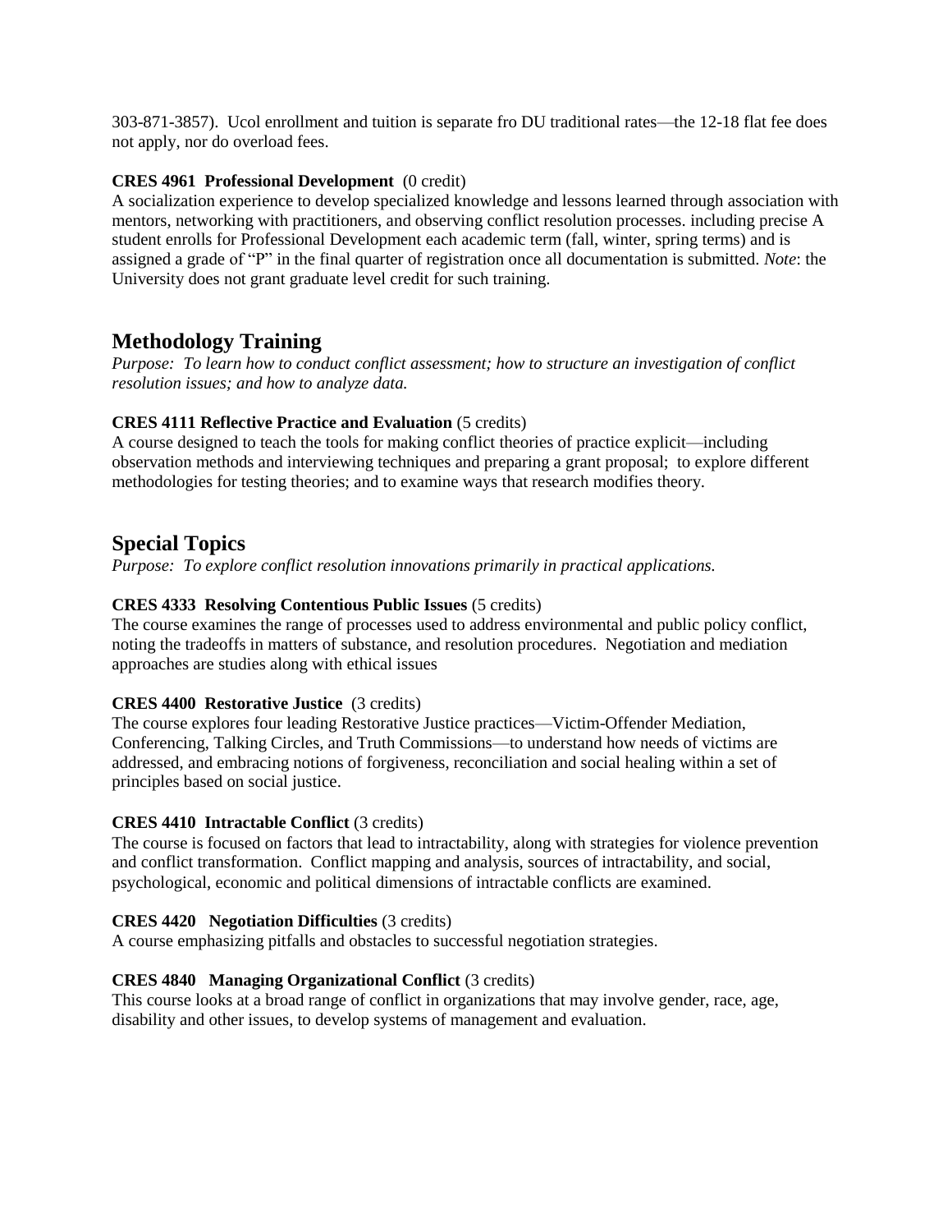303-871-3857). Ucol enrollment and tuition is separate fro DU traditional rates—the 12-18 flat fee does not apply, nor do overload fees.

**CRES 4961 Professional Development** (0 credit)
A socialization experience to develop specialized knowledge and lessons learned through association with mentors, networking with practitioners, and observing conflict resolution processes. including precise A student enrolls for Professional Development each academic term (fall, winter, spring terms) and is assigned a grade of "P" in the final quarter of registration once all documentation is submitted. *Note*: the University does not grant graduate level credit for such training.

## Methodology Training

*Purpose: To learn how to conduct conflict assessment; how to structure an investigation of conflict resolution issues; and how to analyze data.*

**CRES 4111 Reflective Practice and Evaluation** (5 credits)
A course designed to teach the tools for making conflict theories of practice explicit—including observation methods and interviewing techniques and preparing a grant proposal; to explore different methodologies for testing theories; and to examine ways that research modifies theory.

## Special Topics

*Purpose: To explore conflict resolution innovations primarily in practical applications.*

**CRES 4333 Resolving Contentious Public Issues** (5 credits)
The course examines the range of processes used to address environmental and public policy conflict, noting the tradeoffs in matters of substance, and resolution procedures. Negotiation and mediation approaches are studies along with ethical issues

**CRES 4400 Restorative Justice** (3 credits)
The course explores four leading Restorative Justice practices—Victim-Offender Mediation, Conferencing, Talking Circles, and Truth Commissions—to understand how needs of victims are addressed, and embracing notions of forgiveness, reconciliation and social healing within a set of principles based on social justice.

**CRES 4410 Intractable Conflict** (3 credits)
The course is focused on factors that lead to intractability, along with strategies for violence prevention and conflict transformation. Conflict mapping and analysis, sources of intractability, and social, psychological, economic and political dimensions of intractable conflicts are examined.

**CRES 4420 Negotiation Difficulties** (3 credits)
A course emphasizing pitfalls and obstacles to successful negotiation strategies.

**CRES 4840 Managing Organizational Conflict** (3 credits)
This course looks at a broad range of conflict in organizations that may involve gender, race, age, disability and other issues, to develop systems of management and evaluation.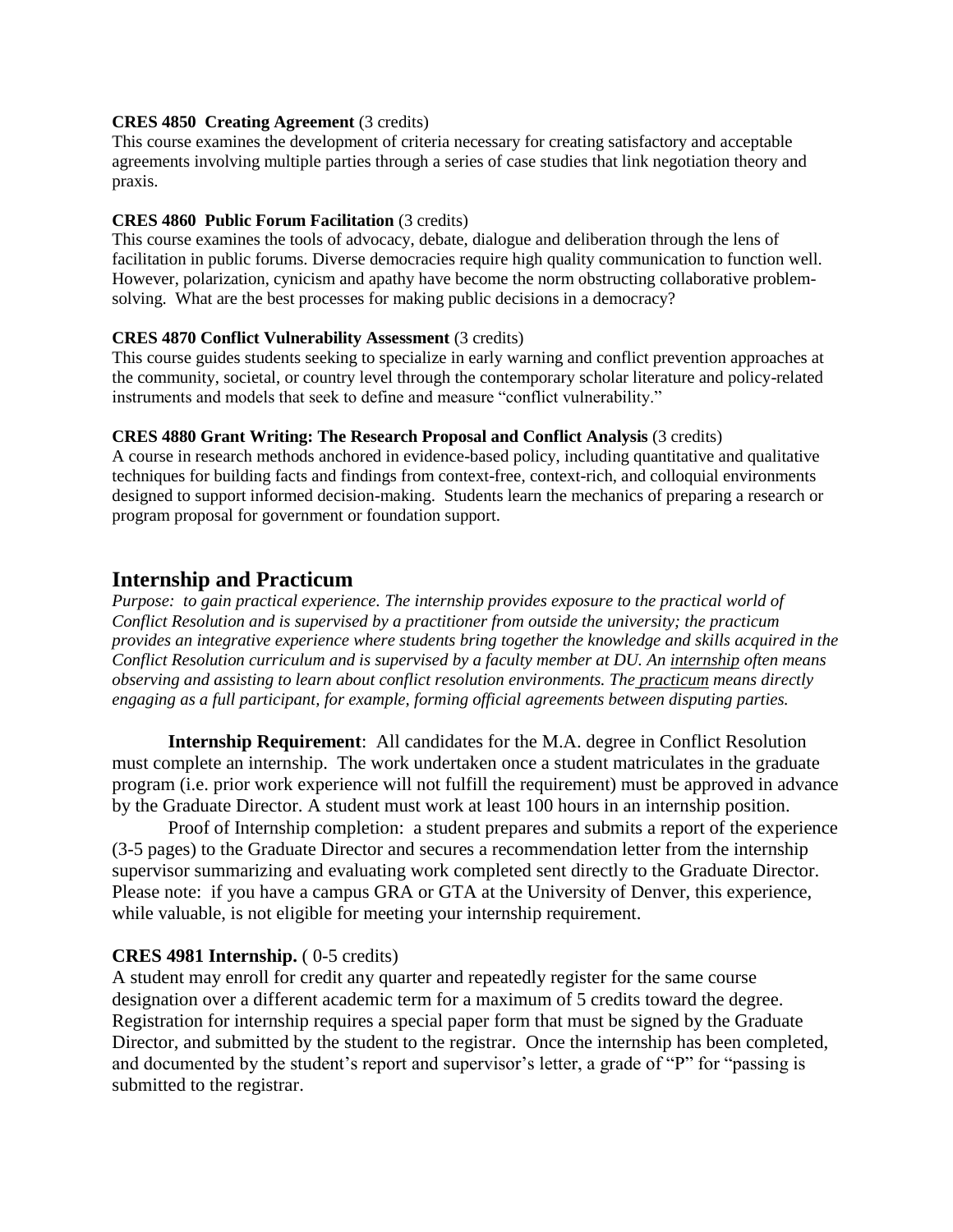**CRES 4850 Creating Agreement** (3 credits)
This course examines the development of criteria necessary for creating satisfactory and acceptable agreements involving multiple parties through a series of case studies that link negotiation theory and praxis.

**CRES 4860 Public Forum Facilitation** (3 credits)
This course examines the tools of advocacy, debate, dialogue and deliberation through the lens of facilitation in public forums. Diverse democracies require high quality communication to function well. However, polarization, cynicism and apathy have become the norm obstructing collaborative problem-solving. What are the best processes for making public decisions in a democracy?

**CRES 4870 Conflict Vulnerability Assessment** (3 credits)
This course guides students seeking to specialize in early warning and conflict prevention approaches at the community, societal, or country level through the contemporary scholar literature and policy-related instruments and models that seek to define and measure "conflict vulnerability."

**CRES 4880 Grant Writing: The Research Proposal and Conflict Analysis** (3 credits)
A course in research methods anchored in evidence-based policy, including quantitative and qualitative techniques for building facts and findings from context-free, context-rich, and colloquial environments designed to support informed decision-making. Students learn the mechanics of preparing a research or program proposal for government or foundation support.

## Internship and Practicum

*Purpose: to gain practical experience. The internship provides exposure to the practical world of Conflict Resolution and is supervised by a practitioner from outside the university; the practicum provides an integrative experience where students bring together the knowledge and skills acquired in the Conflict Resolution curriculum and is supervised by a faculty member at DU. An internship often means observing and assisting to learn about conflict resolution environments. The practicum means directly engaging as a full participant, for example, forming official agreements between disputing parties.*

**Internship Requirement**: All candidates for the M.A. degree in Conflict Resolution must complete an internship. The work undertaken once a student matriculates in the graduate program (i.e. prior work experience will not fulfill the requirement) must be approved in advance by the Graduate Director. A student must work at least 100 hours in an internship position.

Proof of Internship completion: a student prepares and submits a report of the experience (3-5 pages) to the Graduate Director and secures a recommendation letter from the internship supervisor summarizing and evaluating work completed sent directly to the Graduate Director. Please note: if you have a campus GRA or GTA at the University of Denver, this experience, while valuable, is not eligible for meeting your internship requirement.

**CRES 4981 Internship.** ( 0-5 credits)
A student may enroll for credit any quarter and repeatedly register for the same course designation over a different academic term for a maximum of 5 credits toward the degree. Registration for internship requires a special paper form that must be signed by the Graduate Director, and submitted by the student to the registrar. Once the internship has been completed, and documented by the student's report and supervisor's letter, a grade of "P" for "passing is submitted to the registrar.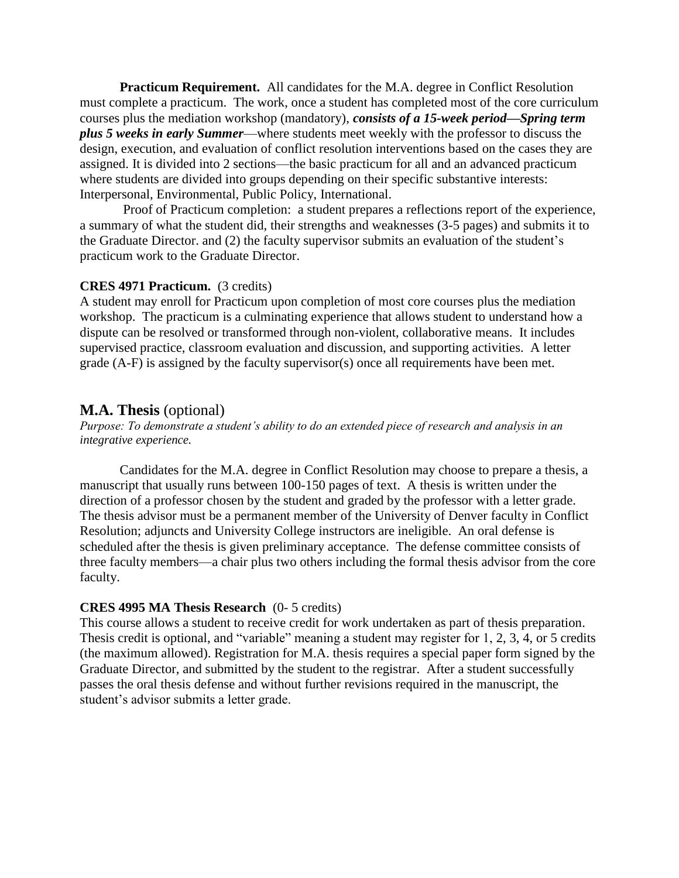**Practicum Requirement.** All candidates for the M.A. degree in Conflict Resolution must complete a practicum. The work, once a student has completed most of the core curriculum courses plus the mediation workshop (mandatory), ***consists of a 15-week period—Spring term plus 5 weeks in early Summer***—where students meet weekly with the professor to discuss the design, execution, and evaluation of conflict resolution interventions based on the cases they are assigned. It is divided into 2 sections—the basic practicum for all and an advanced practicum where students are divided into groups depending on their specific substantive interests: Interpersonal, Environmental, Public Policy, International.

Proof of Practicum completion: a student prepares a reflections report of the experience, a summary of what the student did, their strengths and weaknesses (3-5 pages) and submits it to the Graduate Director. and (2) the faculty supervisor submits an evaluation of the student's practicum work to the Graduate Director.

**CRES 4971 Practicum.** (3 credits)
A student may enroll for Practicum upon completion of most core courses plus the mediation workshop. The practicum is a culminating experience that allows student to understand how a dispute can be resolved or transformed through non-violent, collaborative means. It includes supervised practice, classroom evaluation and discussion, and supporting activities. A letter grade (A-F) is assigned by the faculty supervisor(s) once all requirements have been met.

## **M.A. Thesis** (optional)

*Purpose: To demonstrate a student's ability to do an extended piece of research and analysis in an integrative experience.*

Candidates for the M.A. degree in Conflict Resolution may choose to prepare a thesis, a manuscript that usually runs between 100-150 pages of text. A thesis is written under the direction of a professor chosen by the student and graded by the professor with a letter grade. The thesis advisor must be a permanent member of the University of Denver faculty in Conflict Resolution; adjuncts and University College instructors are ineligible. An oral defense is scheduled after the thesis is given preliminary acceptance. The defense committee consists of three faculty members—a chair plus two others including the formal thesis advisor from the core faculty.

**CRES 4995 MA Thesis Research** (0- 5 credits)
This course allows a student to receive credit for work undertaken as part of thesis preparation. Thesis credit is optional, and "variable" meaning a student may register for 1, 2, 3, 4, or 5 credits (the maximum allowed). Registration for M.A. thesis requires a special paper form signed by the Graduate Director, and submitted by the student to the registrar. After a student successfully passes the oral thesis defense and without further revisions required in the manuscript, the student's advisor submits a letter grade.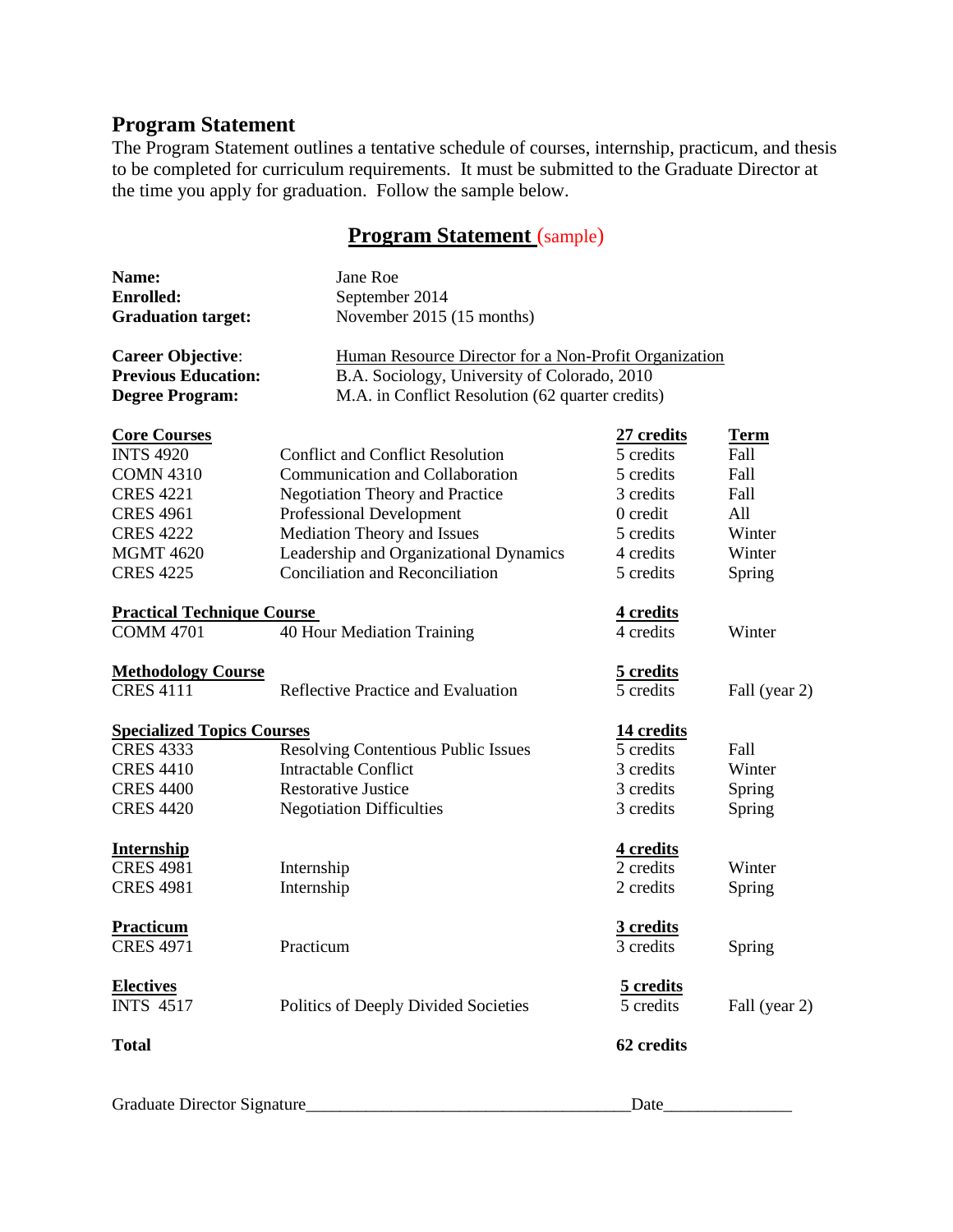## Program Statement

The Program Statement outlines a tentative schedule of courses, internship, practicum, and thesis to be completed for curriculum requirements. It must be submitted to the Graduate Director at the time you apply for graduation. Follow the sample below.

### Program Statement (sample)

**Name:** Jane Roe
**Enrolled:** September 2014
**Graduation target:** November 2015 (15 months)

**Career Objective:** Human Resource Director for a Non-Profit Organization
**Previous Education:** B.A. Sociology, University of Colorado, 2010
**Degree Program:** M.A. in Conflict Resolution (62 quarter credits)

| | | | |
|---|---|---|---|
| **Core Courses** | | **27 credits** | **Term** |
| INTS 4920 | Conflict and Conflict Resolution | 5 credits | Fall |
| COMN 4310 | Communication and Collaboration | 5 credits | Fall |
| CRES 4221 | Negotiation Theory and Practice | 3 credits | Fall |
| CRES 4961 | Professional Development | 0 credit | All |
| CRES 4222 | Mediation Theory and Issues | 5 credits | Winter |
| MGMT 4620 | Leadership and Organizational Dynamics | 4 credits | Winter |
| CRES 4225 | Conciliation and Reconciliation | 5 credits | Spring |
| **Practical Technique Course** | | **4 credits** | |
| COMM 4701 | 40 Hour Mediation Training | 4 credits | Winter |
| **Methodology Course** | | **5 credits** | |
| CRES 4111 | Reflective Practice and Evaluation | 5 credits | Fall (year 2) |
| **Specialized Topics Courses** | | **14 credits** | |
| CRES 4333 | Resolving Contentious Public Issues | 5 credits | Fall |
| CRES 4410 | Intractable Conflict | 3 credits | Winter |
| CRES 4400 | Restorative Justice | 3 credits | Spring |
| CRES 4420 | Negotiation Difficulties | 3 credits | Spring |
| **Internship** | | **4 credits** | |
| CRES 4981 | Internship | 2 credits | Winter |
| CRES 4981 | Internship | 2 credits | Spring |
| **Practicum** | | **3 credits** | |
| CRES 4971 | Practicum | 3 credits | Spring |
| **Electives** | | **5 credits** | |
| INTS 4517 | Politics of Deeply Divided Societies | 5 credits | Fall (year 2) |
| **Total** | | **62 credits** | |

Graduate Director Signature_____________________________________Date_______________